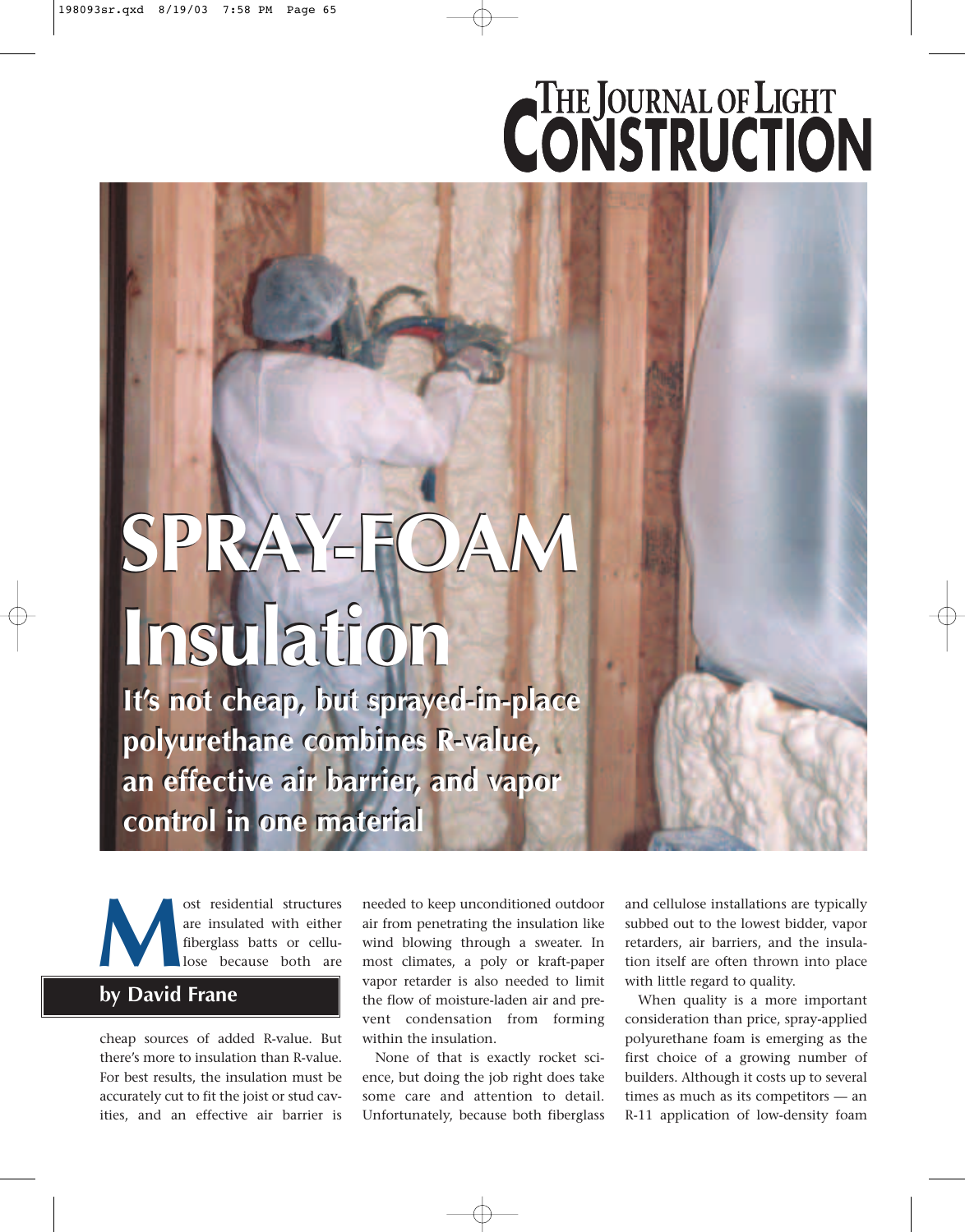# SPRAY-FOAM Insulation

**It's not cheap, but sprayed-in-place polyurethane combines R-value, an effective air barrier, and vapor control in one material**

**by David Frane**

Most residential structures are insulated with either fiberglass batts or cellulose because both are cheap sources of added R-value. But there's more to insulation than R-value. For best results, the insulation must be accurately cut to fit the joist or stud cavities, and an effective air barrier is needed to keep unconditioned outdoor air from penetrating the insulation like wind blowing through a sweater. In most climates, a poly or kraft-paper vapor retarder is also needed to limit the flow of moisture-laden air and prevent condensation from forming within the insulation.

None of that is exactly rocket science, but doing the job right does take some care and attention to detail. Unfortunately, because both fiberglass and cellulose installations are typically subbed out to the lowest bidder, vapor retarders, air barriers, and the insulation itself are often thrown into place with little regard to quality.

When quality is a more important consideration than price, spray-applied polyurethane foam is emerging as the first choice of a growing number of builders. Although it costs up to several times as much as its competitors — an R-11 application of low-density foam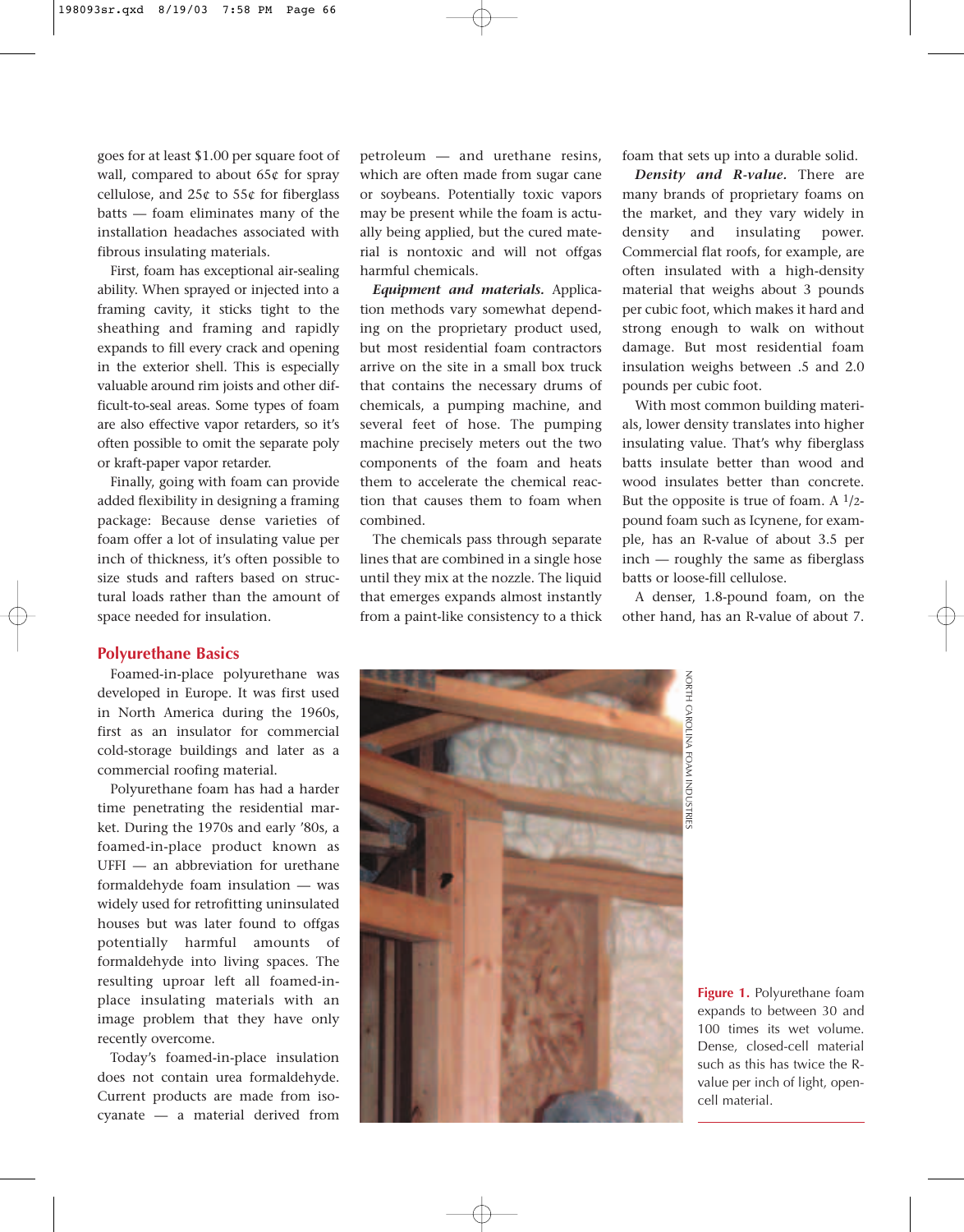goes for at least $1.00 per square foot of wall, compared to about 65¢ for spray cellulose, and 25¢ to 55¢ for fiberglass batts — foam eliminates many of the installation headaches associated with fibrous insulating materials.

First, foam has exceptional air-sealing ability. When sprayed or injected into a framing cavity, it sticks tight to the sheathing and framing and rapidly expands to fill every crack and opening in the exterior shell. This is especially valuable around rim joists and other difficult-to-seal areas. Some types of foam are also effective vapor retarders, so it's often possible to omit the separate poly or kraft-paper vapor retarder.

Finally, going with foam can provide added flexibility in designing a framing package: Because dense varieties of foam offer a lot of insulating value per inch of thickness, it's often possible to size studs and rafters based on structural loads rather than the amount of space needed for insulation.

## Polyurethane Basics

Foamed-in-place polyurethane was developed in Europe. It was first used in North America during the 1960s, first as an insulator for commercial cold-storage buildings and later as a commercial roofing material.

Polyurethane foam has had a harder time penetrating the residential market. During the 1970s and early '80s, a foamed-in-place product known as UFFI — an abbreviation for urethane formaldehyde foam insulation — was widely used for retrofitting uninsulated houses but was later found to offgas potentially harmful amounts of formaldehyde into living spaces. The resulting uproar left all foamed-in-place insulating materials with an image problem that they have only recently overcome.

Today's foamed-in-place insulation does not contain urea formaldehyde. Current products are made from isocyanate — a material derived from petroleum — and urethane resins, which are often made from sugar cane or soybeans. Potentially toxic vapors may be present while the foam is actually being applied, but the cured material is nontoxic and will not offgas harmful chemicals.

***Equipment and materials.*** Application methods vary somewhat depending on the proprietary product used, but most residential foam contractors arrive on the site in a small box truck that contains the necessary drums of chemicals, a pumping machine, and several feet of hose. The pumping machine precisely meters out the two components of the foam and heats them to accelerate the chemical reaction that causes them to foam when combined.

The chemicals pass through separate lines that are combined in a single hose until they mix at the nozzle. The liquid that emerges expands almost instantly from a paint-like consistency to a thick foam that sets up into a durable solid.

***Density and R-value.*** There are many brands of proprietary foams on the market, and they vary widely in density and insulating power. Commercial flat roofs, for example, are often insulated with a high-density material that weighs about 3 pounds per cubic foot, which makes it hard and strong enough to walk on without damage. But most residential foam insulation weighs between .5 and 2.0 pounds per cubic foot.

With most common building materials, lower density translates into higher insulating value. That's why fiberglass batts insulate better than wood and wood insulates better than concrete. But the opposite is true of foam. A 1/2-pound foam such as Icynene, for example, has an R-value of about 3.5 per inch — roughly the same as fiberglass batts or loose-fill cellulose.

A denser, 1.8-pound foam, on the other hand, has an R-value of about 7.

NORTH CAROLINA FOAM INDUSTRIES

**Figure 1.** Polyurethane foam expands to between 30 and 100 times its wet volume. Dense, closed-cell material such as this has twice the R-value per inch of light, open-cell material.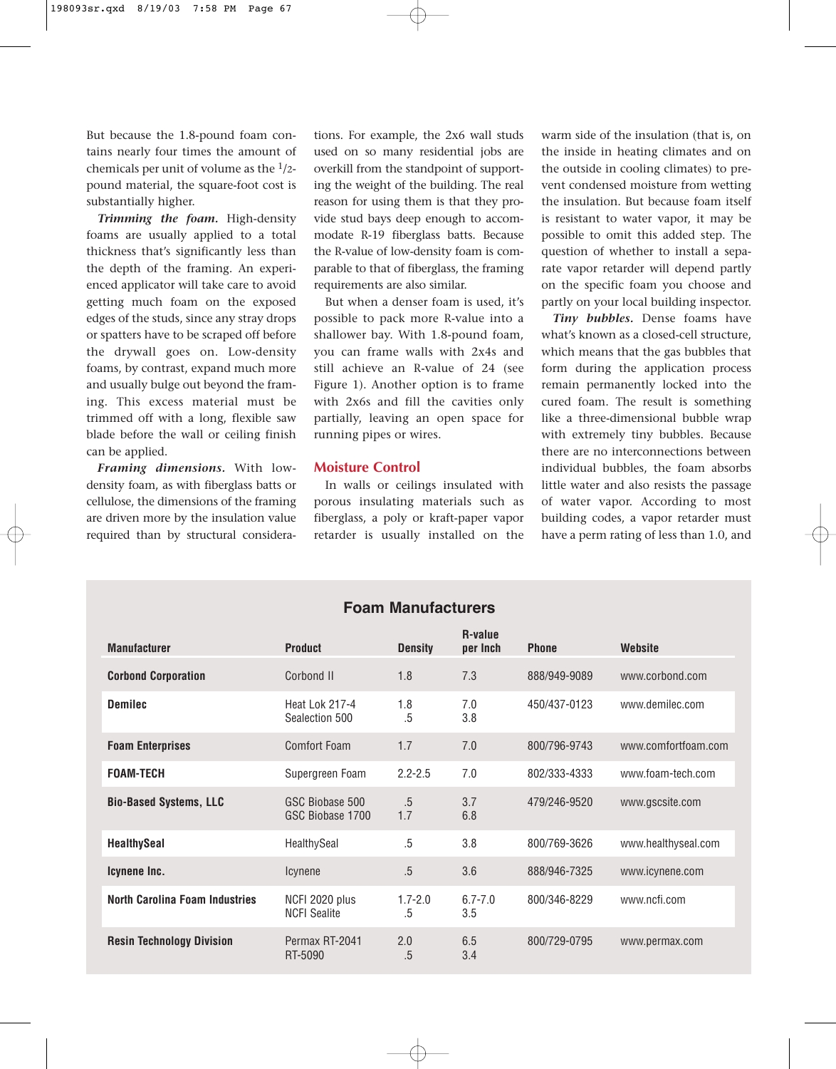But because the 1.8-pound foam contains nearly four times the amount of chemicals per unit of volume as the 1/2-pound material, the square-foot cost is substantially higher.

***Trimming the foam.*** High-density foams are usually applied to a total thickness that's significantly less than the depth of the framing. An experienced applicator will take care to avoid getting much foam on the exposed edges of the studs, since any stray drops or spatters have to be scraped off before the drywall goes on. Low-density foams, by contrast, expand much more and usually bulge out beyond the framing. This excess material must be trimmed off with a long, flexible saw blade before the wall or ceiling finish can be applied.

***Framing dimensions.*** With low-density foam, as with fiberglass batts or cellulose, the dimensions of the framing are driven more by the insulation value required than by structural considerations. For example, the 2x6 wall studs used on so many residential jobs are overkill from the standpoint of supporting the weight of the building. The real reason for using them is that they provide stud bays deep enough to accommodate R-19 fiberglass batts. Because the R-value of low-density foam is comparable to that of fiberglass, the framing requirements are also similar.

But when a denser foam is used, it's possible to pack more R-value into a shallower bay. With 1.8-pound foam, you can frame walls with 2x4s and still achieve an R-value of 24 (see Figure 1). Another option is to frame with 2x6s and fill the cavities only partially, leaving an open space for running pipes or wires.

## Moisture Control

In walls or ceilings insulated with porous insulating materials such as fiberglass, a poly or kraft-paper vapor retarder is usually installed on the warm side of the insulation (that is, on the inside in heating climates and on the outside in cooling climates) to prevent condensed moisture from wetting the insulation. But because foam itself is resistant to water vapor, it may be possible to omit this added step. The question of whether to install a separate vapor retarder will depend partly on the specific foam you choose and partly on your local building inspector.

***Tiny bubbles.*** Dense foams have what's known as a closed-cell structure, which means that the gas bubbles that form during the application process remain permanently locked into the cured foam. The result is something like a three-dimensional bubble wrap with extremely tiny bubbles. Because there are no interconnections between individual bubbles, the foam absorbs little water and also resists the passage of water vapor. According to most building codes, a vapor retarder must have a perm rating of less than 1.0, and

### Foam Manufacturers

| Manufacturer | Product | Density | R-value per Inch | Phone | Website |
|---|---|---|---|---|---|
| **Corbond Corporation** | Corbond II | 1.8 | 7.3 | 888/949-9089 | www.corbond.com |
| **Demilec** | Heat Lok 217-4<br>Sealection 500 | 1.8<br>.5 | 7.0<br>3.8 | 450/437-0123 | www.demilec.com |
| **Foam Enterprises** | Comfort Foam | 1.7 | 7.0 | 800/796-9743 | www.comfortfoam.com |
| **FOAM-TECH** | Supergreen Foam | 2.2-2.5 | 7.0 | 802/333-4333 | www.foam-tech.com |
| **Bio-Based Systems, LLC** | GSC Biobase 500<br>GSC Biobase 1700 | .5<br>1.7 | 3.7<br>6.8 | 479/246-9520 | www.gscsite.com |
| **HealthySeal** | HealthySeal | .5 | 3.8 | 800/769-3626 | www.healthyseal.com |
| **Icynene Inc.** | Icynene | .5 | 3.6 | 888/946-7325 | www.icynene.com |
| **North Carolina Foam Industries** | NCFI 2020 plus<br>NCFI Sealite | 1.7-2.0<br>.5 | 6.7-7.0<br>3.5 | 800/346-8229 | www.ncfi.com |
| **Resin Technology Division** | Permax RT-2041<br>RT-5090 | 2.0<br>.5 | 6.5<br>3.4 | 800/729-0795 | www.permax.com |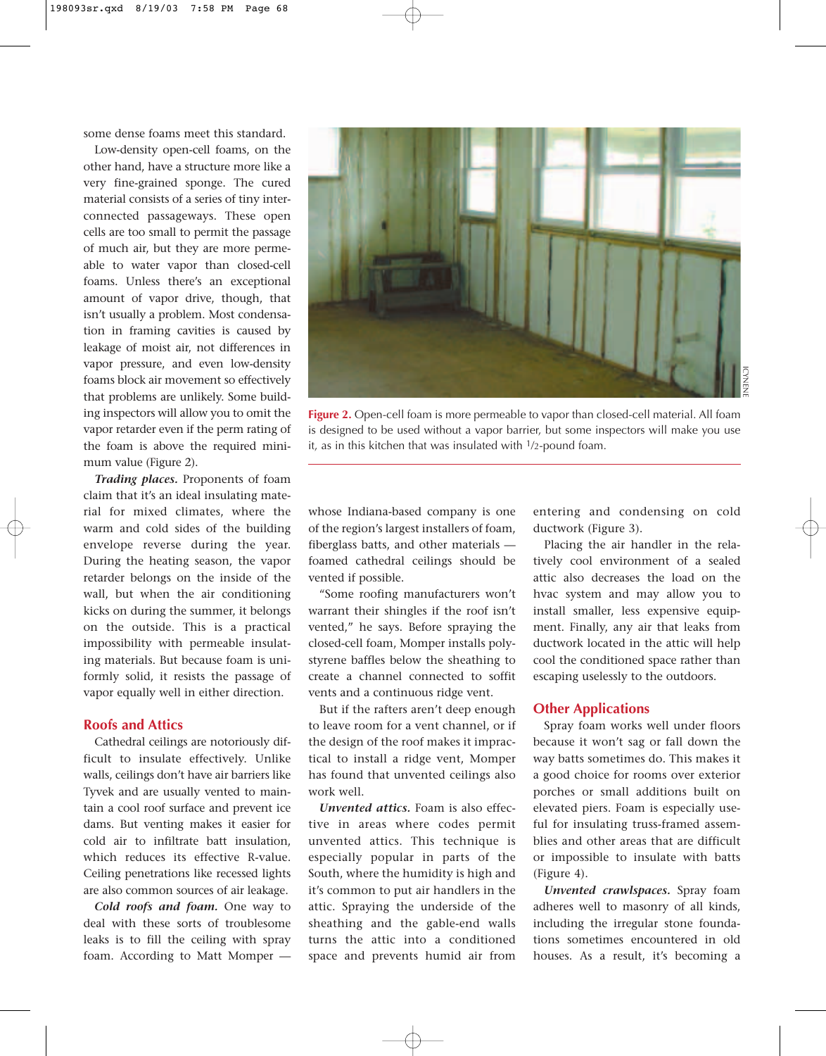some dense foams meet this standard.

Low-density open-cell foams, on the other hand, have a structure more like a very fine-grained sponge. The cured material consists of a series of tiny interconnected passageways. These open cells are too small to permit the passage of much air, but they are more permeable to water vapor than closed-cell foams. Unless there's an exceptional amount of vapor drive, though, that isn't usually a problem. Most condensation in framing cavities is caused by leakage of moist air, not differences in vapor pressure, and even low-density foams block air movement so effectively that problems are unlikely. Some building inspectors will allow you to omit the vapor retarder even if the perm rating of the foam is above the required minimum value (Figure 2).

Figure 2. Open-cell foam is more permeable to vapor than closed-cell material. All foam is designed to be used without a vapor barrier, but some inspectors will make you use it, as in this kitchen that was insulated with 1/2-pound foam.

***Trading places.*** Proponents of foam claim that it's an ideal insulating material for mixed climates, where the warm and cold sides of the building envelope reverse during the year. During the heating season, the vapor retarder belongs on the inside of the wall, but when the air conditioning kicks on during the summer, it belongs on the outside. This is a practical impossibility with permeable insulating materials. But because foam is uniformly solid, it resists the passage of vapor equally well in either direction.

## Roofs and Attics

Cathedral ceilings are notoriously difficult to insulate effectively. Unlike walls, ceilings don't have air barriers like Tyvek and are usually vented to maintain a cool roof surface and prevent ice dams. But venting makes it easier for cold air to infiltrate batt insulation, which reduces its effective R-value. Ceiling penetrations like recessed lights are also common sources of air leakage.

***Cold roofs and foam.*** One way to deal with these sorts of troublesome leaks is to fill the ceiling with spray foam. According to Matt Momper — whose Indiana-based company is one of the region's largest installers of foam, fiberglass batts, and other materials — foamed cathedral ceilings should be vented if possible.

"Some roofing manufacturers won't warrant their shingles if the roof isn't vented," he says. Before spraying the closed-cell foam, Momper installs polystyrene baffles below the sheathing to create a channel connected to soffit vents and a continuous ridge vent.

But if the rafters aren't deep enough to leave room for a vent channel, or if the design of the roof makes it impractical to install a ridge vent, Momper has found that unvented ceilings also work well.

***Unvented attics.*** Foam is also effective in areas where codes permit unvented attics. This technique is especially popular in parts of the South, where the humidity is high and it's common to put air handlers in the attic. Spraying the underside of the sheathing and the gable-end walls turns the attic into a conditioned space and prevents humid air from entering and condensing on cold ductwork (Figure 3).

Placing the air handler in the relatively cool environment of a sealed attic also decreases the load on the hvac system and may allow you to install smaller, less expensive equipment. Finally, any air that leaks from ductwork located in the attic will help cool the conditioned space rather than escaping uselessly to the outdoors.

## Other Applications

Spray foam works well under floors because it won't sag or fall down the way batts sometimes do. This makes it a good choice for rooms over exterior porches or small additions built on elevated piers. Foam is especially useful for insulating truss-framed assemblies and other areas that are difficult or impossible to insulate with batts (Figure 4).

***Unvented crawlspaces.*** Spray foam adheres well to masonry of all kinds, including the irregular stone foundations sometimes encountered in old houses. As a result, it's becoming a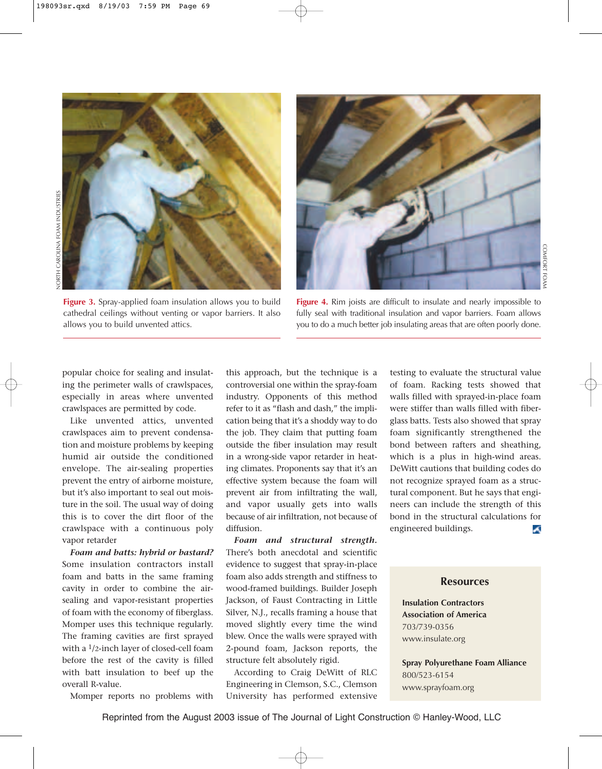Figure 3. Spray-applied foam insulation allows you to build cathedral ceilings without venting or vapor barriers. It also allows you to build unvented attics.

Figure 4. Rim joists are difficult to insulate and nearly impossible to fully seal with traditional insulation and vapor barriers. Foam allows you to do a much better job insulating areas that are often poorly done.

popular choice for sealing and insulating the perimeter walls of crawlspaces, especially in areas where unvented crawlspaces are permitted by code.

Like unvented attics, unvented crawlspaces aim to prevent condensation and moisture problems by keeping humid air outside the conditioned envelope. The air-sealing properties prevent the entry of airborne moisture, but it's also important to seal out moisture in the soil. The usual way of doing this is to cover the dirt floor of the crawlspace with a continuous poly vapor retarder

***Foam and batts: hybrid or bastard?*** Some insulation contractors install foam and batts in the same framing cavity in order to combine the air-sealing and vapor-resistant properties of foam with the economy of fiberglass. Momper uses this technique regularly. The framing cavities are first sprayed with a 1/2-inch layer of closed-cell foam before the rest of the cavity is filled with batt insulation to beef up the overall R-value.

Momper reports no problems with this approach, but the technique is a controversial one within the spray-foam industry. Opponents of this method refer to it as "flash and dash," the implication being that it's a shoddy way to do the job. They claim that putting foam outside the fiber insulation may result in a wrong-side vapor retarder in heating climates. Proponents say that it's an effective system because the foam will prevent air from infiltrating the wall, and vapor usually gets into walls because of air infiltration, not because of diffusion.

***Foam and structural strength.*** There's both anecdotal and scientific evidence to suggest that spray-in-place foam also adds strength and stiffness to wood-framed buildings. Builder Joseph Jackson, of Faust Contracting in Little Silver, N.J., recalls framing a house that moved slightly every time the wind blew. Once the walls were sprayed with 2-pound foam, Jackson reports, the structure felt absolutely rigid.

According to Craig DeWitt of RLC Engineering in Clemson, S.C., Clemson University has performed extensive testing to evaluate the structural value of foam. Racking tests showed that walls filled with sprayed-in-place foam were stiffer than walls filled with fiberglass batts. Tests also showed that spray foam significantly strengthened the bond between rafters and sheathing, which is a plus in high-wind areas. DeWitt cautions that building codes do not recognize sprayed foam as a structural component. But he says that engineers can include the strength of this bond in the structural calculations for engineered buildings.

## Resources

**Insulation Contractors Association of America**
703/739-0356
www.insulate.org

**Spray Polyurethane Foam Alliance**
800/523-6154
www.sprayfoam.org

Reprinted from the August 2003 issue of The Journal of Light Construction © Hanley-Wood, LLC